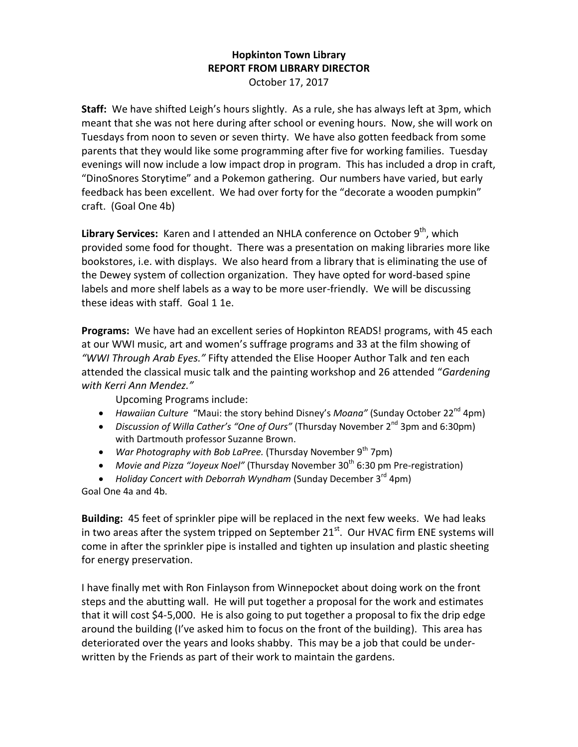**Hopkinton Town Library**
**REPORT FROM LIBRARY DIRECTOR**
October 17, 2017

**Staff:** We have shifted Leigh's hours slightly. As a rule, she has always left at 3pm, which meant that she was not here during after school or evening hours. Now, she will work on Tuesdays from noon to seven or seven thirty. We have also gotten feedback from some parents that they would like some programming after five for working families. Tuesday evenings will now include a low impact drop in program. This has included a drop in craft, "DinoSnores Storytime" and a Pokemon gathering. Our numbers have varied, but early feedback has been excellent. We had over forty for the "decorate a wooden pumpkin" craft. (Goal One 4b)

**Library Services:** Karen and I attended an NHLA conference on October 9th, which provided some food for thought. There was a presentation on making libraries more like bookstores, i.e. with displays. We also heard from a library that is eliminating the use of the Dewey system of collection organization. They have opted for word-based spine labels and more shelf labels as a way to be more user-friendly. We will be discussing these ideas with staff. Goal 1 1e.

**Programs:** We have had an excellent series of Hopkinton READS! programs, with 45 each at our WWI music, art and women's suffrage programs and 33 at the film showing of *"WWI Through Arab Eyes."* Fifty attended the Elise Hooper Author Talk and ten each attended the classical music talk and the painting workshop and 26 attended "*Gardening with Kerri Ann Mendez."*

Upcoming Programs include:

- *Hawaiian Culture* "Maui: the story behind Disney's *Moana"* (Sunday October 22nd 4pm)
- *Discussion of Willa Cather's "One of Ours"* (Thursday November 2nd 3pm and 6:30pm) with Dartmouth professor Suzanne Brown.
- *War Photography with Bob LaPree.* (Thursday November 9th 7pm)
- *Movie and Pizza "Joyeux Noel"* (Thursday November 30th 6:30 pm Pre-registration)
- *Holiday Concert with Deborrah Wyndham* (Sunday December 3rd 4pm)

Goal One 4a and 4b.

**Building:** 45 feet of sprinkler pipe will be replaced in the next few weeks. We had leaks in two areas after the system tripped on September 21st. Our HVAC firm ENE systems will come in after the sprinkler pipe is installed and tighten up insulation and plastic sheeting for energy preservation.

I have finally met with Ron Finlayson from Winnepocket about doing work on the front steps and the abutting wall. He will put together a proposal for the work and estimates that it will cost $4-5,000. He is also going to put together a proposal to fix the drip edge around the building (I've asked him to focus on the front of the building). This area has deteriorated over the years and looks shabby. This may be a job that could be underwritten by the Friends as part of their work to maintain the gardens.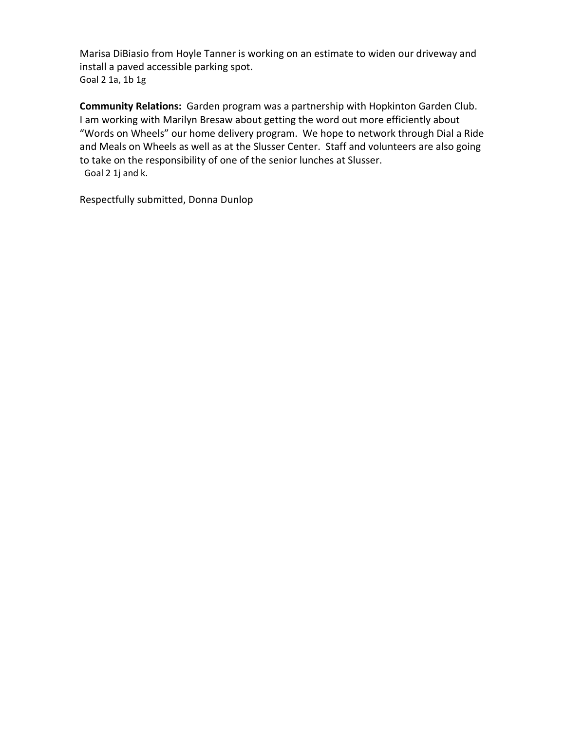Marisa DiBiasio from Hoyle Tanner is working on an estimate to widen our driveway and install a paved accessible parking spot.
Goal 2 1a, 1b 1g

**Community Relations:** Garden program was a partnership with Hopkinton Garden Club. I am working with Marilyn Bresaw about getting the word out more efficiently about "Words on Wheels" our home delivery program. We hope to network through Dial a Ride and Meals on Wheels as well as at the Slusser Center. Staff and volunteers are also going to take on the responsibility of one of the senior lunches at Slusser.
Goal 2 1j and k.

Respectfully submitted, Donna Dunlop